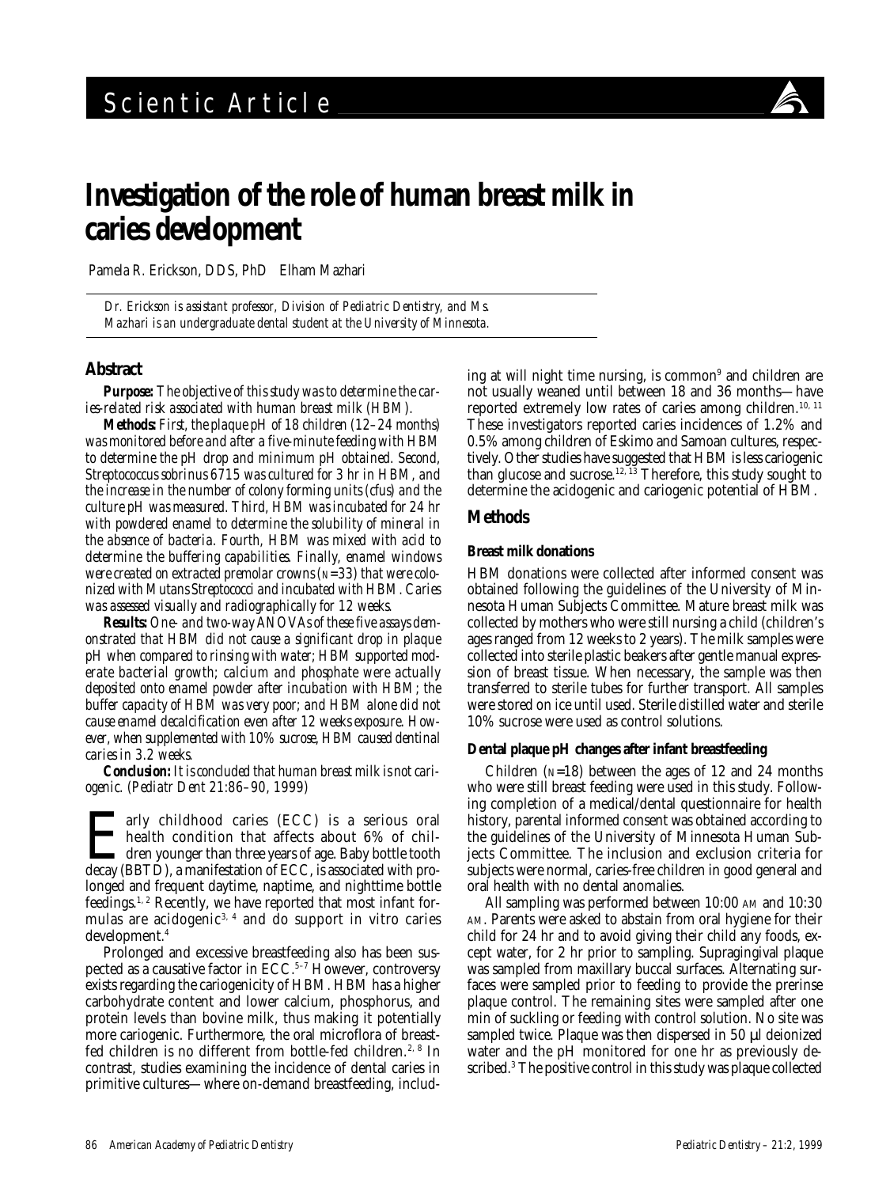Scientic Article

# Investigation of the role of human breast milk in caries development

Pamela R. Erickson, DDS, PhD  Elham Mazhari

*Dr. Erickson is assistant professor, Division of Pediatric Dentistry, and Ms. Mazhari is an undergraduate dental student at the University of Minnesota.*

## Abstract

***Purpose:*** *The objective of this study was to determine the caries-related risk associated with human breast milk (HBM).*

***Methods:*** *First, the plaque pH of 18 children (12–24 months) was monitored before and after a five-minute feeding with HBM to determine the pH drop and minimum pH obtained. Second, Streptococcus sobrinus 6715 was cultured for 3 hr in HBM, and the increase in the number of colony forming units (cfus) and the culture pH was measured. Third, HBM was incubated for 24 hr with powdered enamel to determine the solubility of mineral in the absence of bacteria. Fourth, HBM was mixed with acid to determine the buffering capabilities. Finally, enamel windows were created on extracted premolar crowns (N=33) that were colonized with Mutans Streptococci and incubated with HBM. Caries was assessed visually and radiographically for 12 weeks.*

***Results:*** *One- and two-way ANOVAs of these five assays demonstrated that HBM did not cause a significant drop in plaque pH when compared to rinsing with water; HBM supported moderate bacterial growth; calcium and phosphate were actually deposited onto enamel powder after incubation with HBM; the buffer capacity of HBM was very poor; and HBM alone did not cause enamel decalcification even after 12 weeks exposure. However, when supplemented with 10% sucrose, HBM caused dentinal caries in 3.2 weeks.*

***Conclusion:*** *It is concluded that human breast milk is not cariogenic. (Pediatr Dent 21:86–90, 1999)*

Early childhood caries (ECC) is a serious oral health condition that affects about 6% of children younger than three years of age. Baby bottle tooth decay (BBTD), a manifestation of ECC, is associated with prolonged and frequent daytime, naptime, and nighttime bottle feedings.[1, 2] Recently, we have reported that most infant formulas are acidogenic[3, 4] and do support in vitro caries development.[4]

Prolonged and excessive breastfeeding also has been suspected as a causative factor in ECC.[5–7] However, controversy exists regarding the cariogenicity of HBM. HBM has a higher carbohydrate content and lower calcium, phosphorus, and protein levels than bovine milk, thus making it potentially more cariogenic. Furthermore, the oral microflora of breastfed children is no different from bottle-fed children.[2, 8] In contrast, studies examining the incidence of dental caries in primitive cultures—where on-demand breastfeeding, including at will night time nursing, is common[9] and children are not usually weaned until between 18 and 36 months—have reported extremely low rates of caries among children.[10, 11] These investigators reported caries incidences of 1.2% and 0.5% among children of Eskimo and Samoan cultures, respectively. Other studies have suggested that HBM is less cariogenic than glucose and sucrose.[12, 13] Therefore, this study sought to determine the acidogenic and cariogenic potential of HBM.

## Methods

### Breast milk donations

HBM donations were collected after informed consent was obtained following the guidelines of the University of Minnesota Human Subjects Committee. Mature breast milk was collected by mothers who were still nursing a child (children's ages ranged from 12 weeks to 2 years). The milk samples were collected into sterile plastic beakers after gentle manual expression of breast tissue. When necessary, the sample was then transferred to sterile tubes for further transport. All samples were stored on ice until used. Sterile distilled water and sterile 10% sucrose were used as control solutions.

### Dental plaque pH changes after infant breastfeeding

Children (N=18) between the ages of 12 and 24 months who were still breast feeding were used in this study. Following completion of a medical/dental questionnaire for health history, parental informed consent was obtained according to the guidelines of the University of Minnesota Human Subjects Committee. The inclusion and exclusion criteria for subjects were normal, caries-free children in good general and oral health with no dental anomalies.

All sampling was performed between 10:00 AM and 10:30 AM. Parents were asked to abstain from oral hygiene for their child for 24 hr and to avoid giving their child any foods, except water, for 2 hr prior to sampling. Supragingival plaque was sampled from maxillary buccal surfaces. Alternating surfaces were sampled prior to feeding to provide the prerinse plaque control. The remaining sites were sampled after one min of suckling or feeding with control solution. No site was sampled twice. Plaque was then dispersed in 50 µl deionized water and the pH monitored for one hr as previously described.[3] The positive control in this study was plaque collected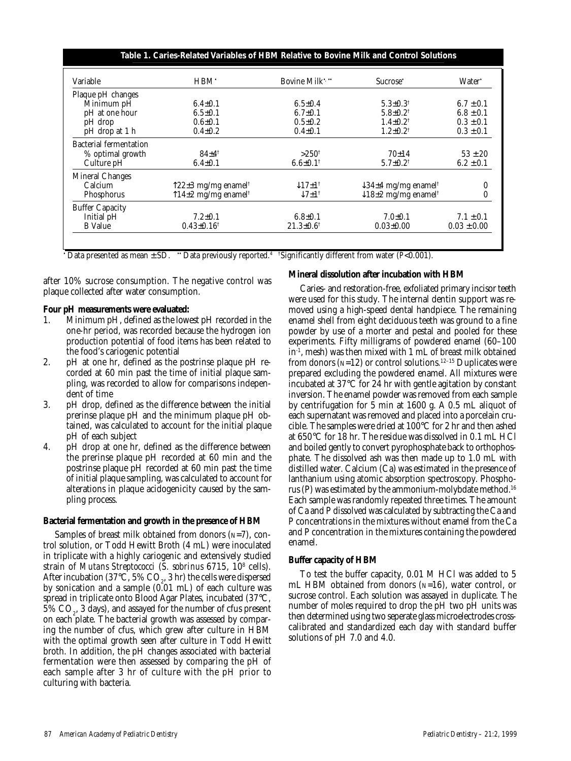**Table 1. Caries-Related Variables of HBM Relative to Bovine Milk and Control Solutions**

| Variable | HBM* | Bovine Milk*,** | Sucrose* | Water* |
|---|---|---|---|---|
| Plaque pH changes | | | | |
| Minimum pH | 6.4±0.1 | 6.5±0.4 | 5.3±0.3† | 6.7 ± 0.1 |
| pH at one hour | 6.5±0.1 | 6.7±0.1 | 5.8±0.2† | 6.8 ± 0.1 |
| pH drop | 0.6±0.1 | 0.5±0.2 | 1.4±0.2† | 0.3 ± 0.1 |
| pH drop at 1 h | 0.4±0.2 | 0.4±0.1 | 1.2±0.2† | 0.3 ± 0.1 |
| Bacterial fermentation | | | | |
| % optimal growth | 84±4† | >250† | 70±14 | 53 ± 20 |
| Culture pH | 6.4±0.1 | 6.6±0.1† | 5.7±0.2† | 6.2 ± 0.1 |
| Mineral Changes | | | | |
| Calcium | ↑22±3 mg/mg enamel† | ↓17±1† | ↓34±4 mg/mg enamel† | 0 |
| Phosphorus | ↑14±2 mg/mg enamel† | ↓7±1† | ↓18±2 mg/mg enamel† | 0 |
| Buffer Capacity | | | | |
| Initial pH | 7.2±0.1 | 6.8±0.1 | 7.0±0.1 | 7.1 ± 0.1 |
| B Value | 0.43±0.16† | 21.3±0.6† | 0.03±0.00 | 0.03 ± 0.00 |

\* Data presented as mean ± SD. ** Data previously reported.[4] †Significantly different from water ($P<0.001$).

after 10% sucrose consumption. The negative control was plaque collected after water consumption.

**Four pH measurements were evaluated:**

1. Minimum pH, defined as the lowest pH recorded in the one-hr period, was recorded because the hydrogen ion production potential of food items has been related to the food's cariogenic potential
2. pH at one hr, defined as the postrinse plaque pH recorded at 60 min past the time of initial plaque sampling, was recorded to allow for comparisons independent of time
3. pH drop, defined as the difference between the initial prerinse plaque pH and the minimum plaque pH obtained, was calculated to account for the initial plaque pH of each subject
4. pH drop at one hr, defined as the difference between the prerinse plaque pH recorded at 60 min and the postrinse plaque pH recorded at 60 min past the time of initial plaque sampling, was calculated to account for alterations in plaque acidogenicity caused by the sampling process.

### Bacterial fermentation and growth in the presence of HBM

Samples of breast milk obtained from donors ($N$=7), control solution, or Todd Hewitt Broth (4 mL) were inoculated in triplicate with a highly cariogenic and extensively studied strain of *Mutans Streptococci* (*S. sobrinus* 6715, $10^8$ cells). After incubation (37°C, 5% $CO_2$, 3 hr) the cells were dispersed by sonication and a sample (0.01 mL) of each culture was spread in triplicate onto Blood Agar Plates, incubated (37°C, 5% $CO_2$, 3 days), and assayed for the number of cfus present on each plate. The bacterial growth was assessed by comparing the number of cfus, which grew after culture in HBM with the optimal growth seen after culture in Todd Hewitt broth. In addition, the pH changes associated with bacterial fermentation were then assessed by comparing the pH of each sample after 3 hr of culture with the pH prior to culturing with bacteria.

### Mineral dissolution after incubation with HBM

Caries- and restoration-free, exfoliated primary incisor teeth were used for this study. The internal dentin support was removed using a high-speed dental handpiece. The remaining enamel shell from eight deciduous teeth was ground to a fine powder by use of a morter and pestal and pooled for these experiments. Fifty milligrams of powdered enamel (60–100 $in^{-1}$, mesh) was then mixed with 1 mL of breast milk obtained from donors ($N$=12) or control solutions.[12–15] Duplicates were prepared excluding the powdered enamel. All mixtures were incubated at 37°C for 24 hr with gentle agitation by constant inversion. The enamel powder was removed from each sample by centrifugation for 5 min at 1600 g. A 0.5 mL aliquot of each supernatant was removed and placed into a porcelain crucible. The samples were dried at 100°C for 2 hr and then ashed at 650°C for 18 hr. The residue was dissolved in 0.1 mL HCl and boiled gently to convert pyrophosphate back to orthophosphate. The dissolved ash was then made up to 1.0 mL with distilled water. Calcium (Ca) was estimated in the presence of lanthanium using atomic absorption spectroscopy. Phosphorus (P) was estimated by the ammonium-molybdate method.[16] Each sample was randomly repeated three times. The amount of Ca and P dissolved was calculated by subtracting the Ca and P concentrations in the mixtures without enamel from the Ca and P concentration in the mixtures containing the powdered enamel.

### Buffer capacity of HBM

To test the buffer capacity, 0.01 M HCl was added to 5 mL HBM obtained from donors ($N$=16), water control, or sucrose control. Each solution was assayed in duplicate. The number of moles required to drop the pH two pH units was then determined using two seperate glass microelectrodes cross-calibrated and standardized each day with standard buffer solutions of pH 7.0 and 4.0.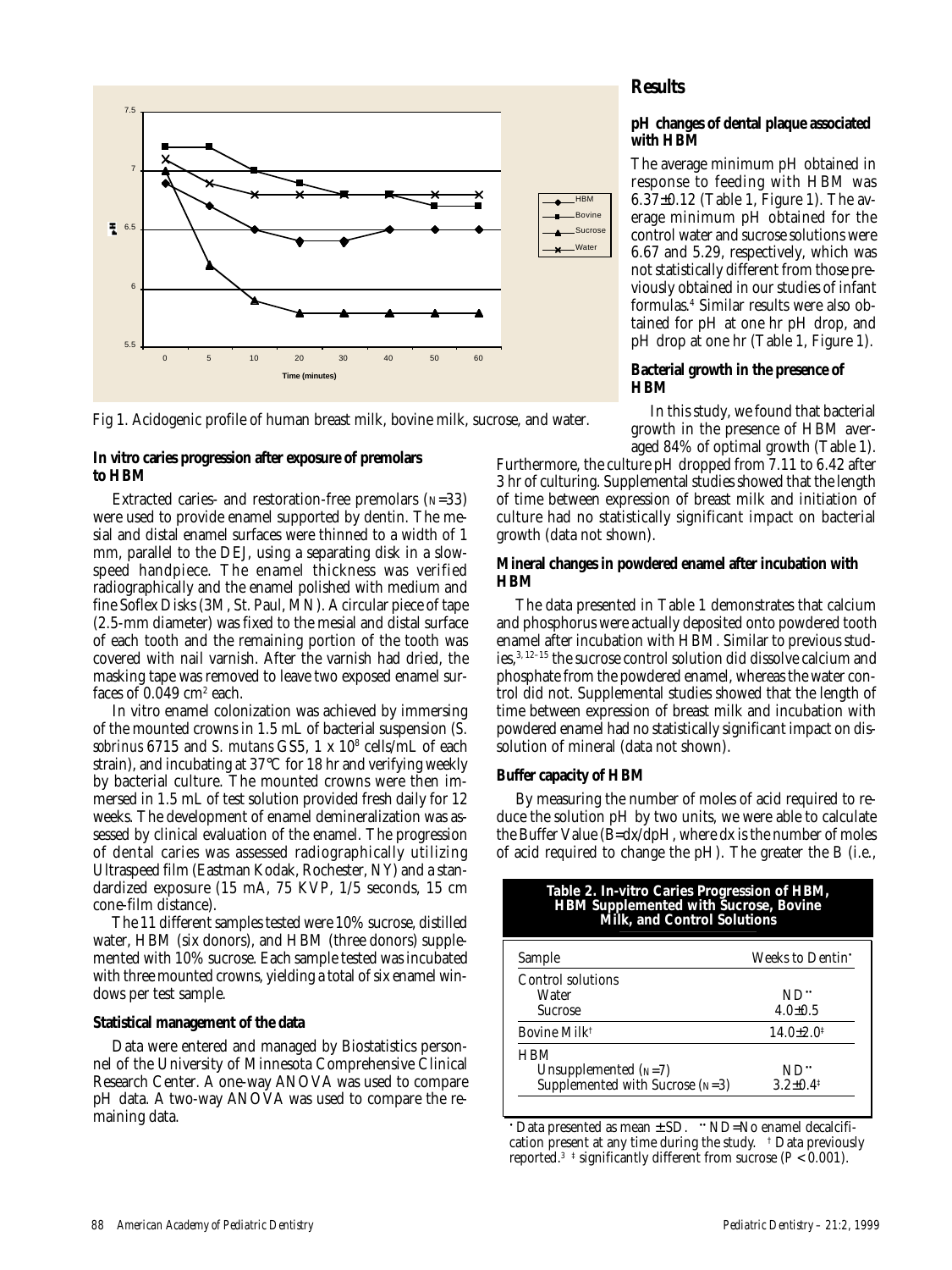Fig 1. Acidogenic profile of human breast milk, bovine milk, sucrose, and water.

### In vitro caries progression after exposure of premolars to HBM

Extracted caries- and restoration-free premolars (N=33) were used to provide enamel supported by dentin. The mesial and distal enamel surfaces were thinned to a width of 1 mm, parallel to the DEJ, using a separating disk in a slow-speed handpiece. The enamel thickness was verified radiographically and the enamel polished with medium and fine Soflex Disks (3M, St. Paul, MN). A circular piece of tape (2.5-mm diameter) was fixed to the mesial and distal surface of each tooth and the remaining portion of the tooth was covered with nail varnish. After the varnish had dried, the masking tape was removed to leave two exposed enamel surfaces of 0.049 $cm^2$ each.

In vitro enamel colonization was achieved by immersing of the mounted crowns in 1.5 mL of bacterial suspension (*S. sobrinus* 6715 and *S. mutans* GS5, $1 \times 10^8$ cells/mL of each strain), and incubating at 37°C for 18 hr and verifying weekly by bacterial culture. The mounted crowns were then immersed in 1.5 mL of test solution provided fresh daily for 12 weeks. The development of enamel demineralization was assessed by clinical evaluation of the enamel. The progression of dental caries was assessed radiographically utilizing Ultraspeed film (Eastman Kodak, Rochester, NY) and a standardized exposure (15 mA, 75 KVP, 1/5 seconds, 15 cm cone-film distance).

The 11 different samples tested were 10% sucrose, distilled water, HBM (six donors), and HBM (three donors) supplemented with 10% sucrose. Each sample tested was incubated with three mounted crowns, yielding a total of six enamel windows per test sample.

### Statistical management of the data

Data were entered and managed by Biostatistics personnel of the University of Minnesota Comprehensive Clinical Research Center. A one-way ANOVA was used to compare pH data. A two-way ANOVA was used to compare the remaining data.

## Results

### pH changes of dental plaque associated with HBM

The average minimum pH obtained in response to feeding with HBM was 6.37±0.12 (Table 1, Figure 1). The average minimum pH obtained for the control water and sucrose solutions were 6.67 and 5.29, respectively, which was not statistically different from those previously obtained in our studies of infant formulas.[4] Similar results were also obtained for pH at one hr pH drop, and pH drop at one hr (Table 1, Figure 1).

### Bacterial growth in the presence of HBM

In this study, we found that bacterial growth in the presence of HBM averaged 84% of optimal growth (Table 1). Furthermore, the culture pH dropped from 7.11 to 6.42 after 3 hr of culturing. Supplemental studies showed that the length of time between expression of breast milk and initiation of culture had no statistically significant impact on bacterial growth (data not shown).

### Mineral changes in powdered enamel after incubation with HBM

The data presented in Table 1 demonstrates that calcium and phosphorus were actually deposited onto powdered tooth enamel after incubation with HBM. Similar to previous studies,[3, 12–15] the sucrose control solution did dissolve calcium and phosphate from the powdered enamel, whereas the water control did not. Supplemental studies showed that the length of time between expression of breast milk and incubation with powdered enamel had no statistically significant impact on dissolution of mineral (data not shown).

### Buffer capacity of HBM

By measuring the number of moles of acid required to reduce the solution pH by two units, we were able to calculate the Buffer Value (B=dx/dpH, where dx is the number of moles of acid required to change the pH). The greater the B (i.e.,

**Table 2. In-vitro Caries Progression of HBM, HBM Supplemented with Sucrose, Bovine Milk, and Control Solutions**

| Sample | Weeks to Dentin* |
|---|---|
| Control solutions | |
| Water | ND** |
| Sucrose | 4.0±0.5 |
| Bovine Milk† | 14.0±2.0‡ |
| HBM | |
| Unsupplemented (N=7) | ND** |
| Supplemented with Sucrose (N=3) | 3.2±0.4‡ |

* Data presented as mean ± SD. ** ND=No enamel decalcification present at any time during the study. † Data previously reported.[3] ‡ significantly different from sucrose ($P < 0.001$).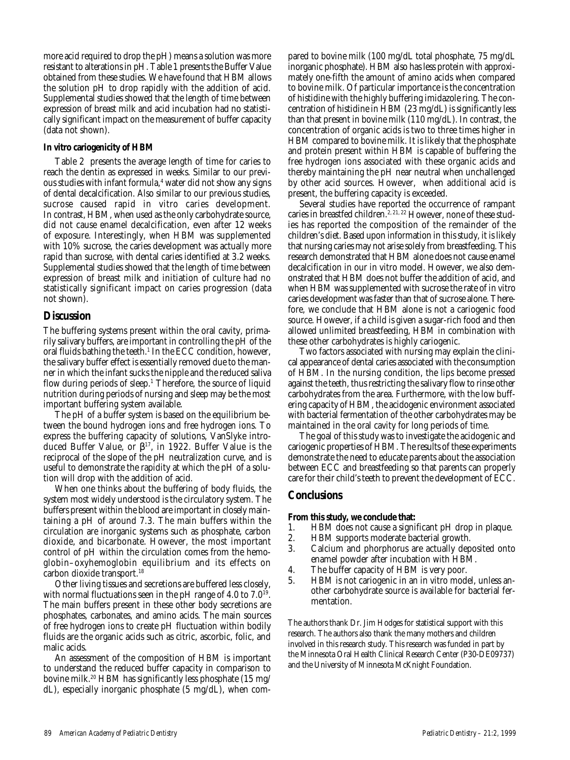more acid required to drop the pH) means a solution was more resistant to alterations in pH. Table 1 presents the Buffer Value obtained from these studies. We have found that HBM allows the solution pH to drop rapidly with the addition of acid. Supplemental studies showed that the length of time between expression of breast milk and acid incubation had no statistically significant impact on the measurement of buffer capacity (data not shown).

**In vitro cariogenicity of HBM**

Table 2 presents the average length of time for caries to reach the dentin as expressed in weeks. Similar to our previous studies with infant formula,[4] water did not show any signs of dental decalcification. Also similar to our previous studies, sucrose caused rapid in vitro caries development. In contrast, HBM, when used as the only carbohydrate source, did not cause enamel decalcification, even after 12 weeks of exposure. Interestingly, when HBM was supplemented with 10% sucrose, the caries development was actually more rapid than sucrose, with dental caries identified at 3.2 weeks. Supplemental studies showed that the length of time between expression of breast milk and initiation of culture had no statistically significant impact on caries progression (data not shown).

## Discussion

The buffering systems present within the oral cavity, primarily salivary buffers, are important in controlling the pH of the oral fluids bathing the teeth.[1] In the ECC condition, however, the salivary buffer effect is essentially removed due to the manner in which the infant sucks the nipple and the reduced saliva flow during periods of sleep.[1] Therefore, the source of liquid nutrition during periods of nursing and sleep may be the most important buffering system available.

The pH of a buffer system is based on the equilibrium between the bound hydrogen ions and free hydrogen ions. To express the buffering capacity of solutions, VanSlyke introduced Buffer Value, or $\beta$[17], in 1922. Buffer Value is the reciprocal of the slope of the pH neutralization curve, and is useful to demonstrate the rapidity at which the pH of a solution will drop with the addition of acid.

When one thinks about the buffering of body fluids, the system most widely understood is the circulatory system. The buffers present within the blood are important in closely maintaining a pH of around 7.3. The main buffers within the circulation are inorganic systems such as phosphate, carbon dioxide, and bicarbonate. However, the most important control of pH within the circulation comes from the hemoglobin–oxyhemoglobin equilibrium and its effects on carbon dioxide transport.[18]

Other living tissues and secretions are buffered less closely, with normal fluctuations seen in the pH range of 4.0 to 7.0[19]. The main buffers present in these other body secretions are phosphates, carbonates, and amino acids. The main sources of free hydrogen ions to create pH fluctuation within bodily fluids are the organic acids such as citric, ascorbic, folic, and malic acids.

An assessment of the composition of HBM is important to understand the reduced buffer capacity in comparison to bovine milk.[20] HBM has significantly less phosphate (15 mg/dL), especially inorganic phosphate (5 mg/dL), when compared to bovine milk (100 mg/dL total phosphate, 75 mg/dL inorganic phosphate). HBM also has less protein with approximately one-fifth the amount of amino acids when compared to bovine milk. Of particular importance is the concentration of histidine with the highly buffering imidazole ring. The concentration of histidine in HBM (23 mg/dL) is significantly less than that present in bovine milk (110 mg/dL). In contrast, the concentration of organic acids is two to three times higher in HBM compared to bovine milk. It is likely that the phosphate and protein present within HBM is capable of buffering the free hydrogen ions associated with these organic acids and thereby maintaining the pH near neutral when unchallenged by other acid sources. However, when additional acid is present, the buffering capacity is exceeded.

Several studies have reported the occurrence of rampant caries in breastfed children.[2, 21, 22] However, none of these studies has reported the composition of the remainder of the children's diet. Based upon information in this study, it is likely that nursing caries may not arise solely from breastfeeding. This research demonstrated that HBM alone does not cause enamel decalcification in our in vitro model. However, we also demonstrated that HBM does not buffer the addition of acid, and when HBM was supplemented with sucrose the rate of in vitro caries development was faster than that of sucrose alone. Therefore, we conclude that HBM alone is not a cariogenic food source. However, if a child is given a sugar-rich food and then allowed unlimited breastfeeding, HBM in combination with these other carbohydrates is highly cariogenic.

Two factors associated with nursing may explain the clinical appearance of dental caries associated with the consumption of HBM. In the nursing condition, the lips become pressed against the teeth, thus restricting the salivary flow to rinse other carbohydrates from the area. Furthermore, with the low buffering capacity of HBM, the acidogenic environment associated with bacterial fermentation of the other carbohydrates may be maintained in the oral cavity for long periods of time.

The goal of this study was to investigate the acidogenic and cariogenic properties of HBM. The results of these experiments demonstrate the need to educate parents about the association between ECC and breastfeeding so that parents can properly care for their child's teeth to prevent the development of ECC.

## Conclusions

**From this study, we conclude that:**

1. HBM does not cause a significant pH drop in plaque.
2. HBM supports moderate bacterial growth.
3. Calcium and phorphorus are actually deposited onto enamel powder after incubation with HBM.
4. The buffer capacity of HBM is very poor.
5. HBM is not cariogenic in an in vitro model, unless another carbohydrate source is available for bacterial fermentation.

The authors thank Dr. Jim Hodges for statistical support with this research. The authors also thank the many mothers and children involved in this research study. This research was funded in part by the Minnesota Oral Health Clinical Research Center (P30-DE09737) and the University of Minnesota McKnight Foundation.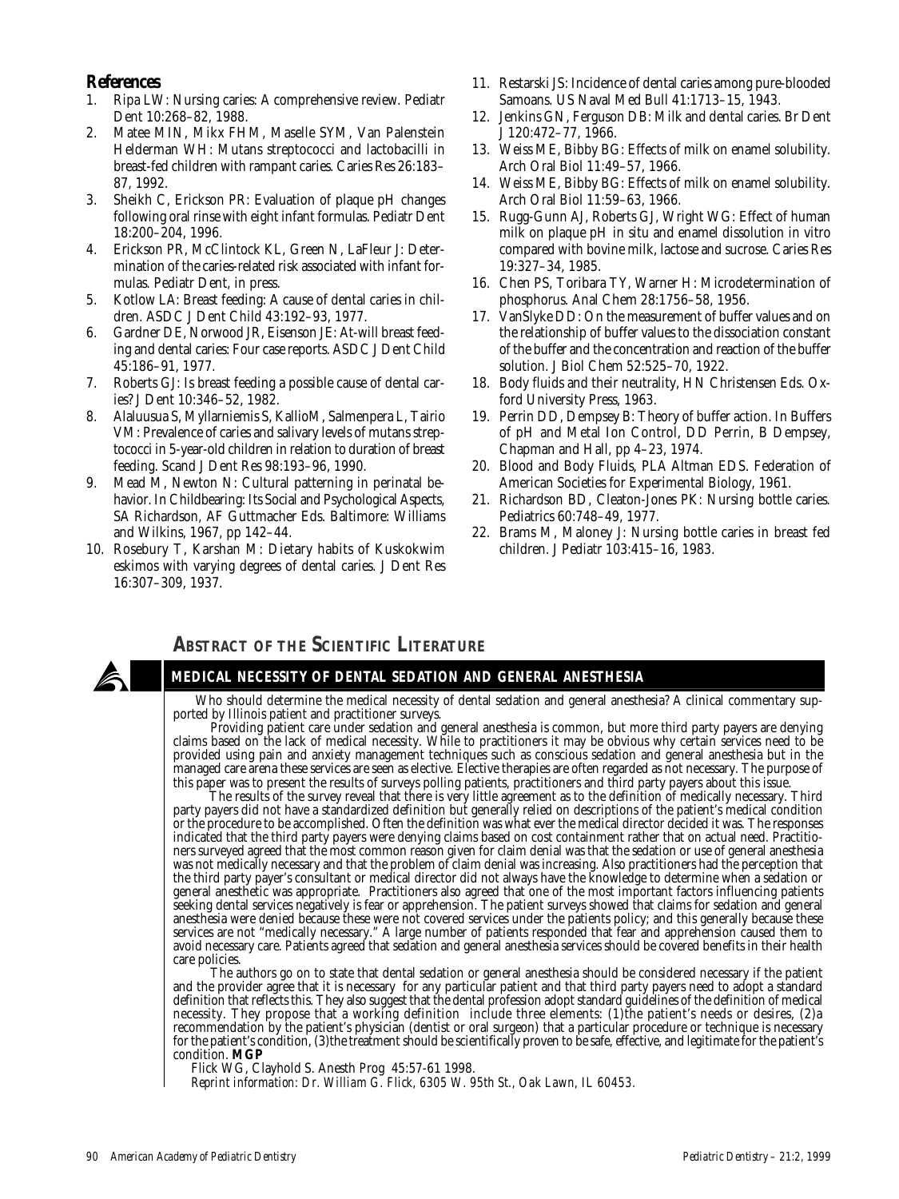## References

1. Ripa LW: Nursing caries: A comprehensive review. Pediatr Dent 10:268–82, 1988.
2. Matee MIN, Mikx FHM, Maselle SYM, Van Palenstein Helderman WH: Mutans streptococci and lactobacilli in breast-fed children with rampant caries. Caries Res 26:183–87, 1992.
3. Sheikh C, Erickson PR: Evaluation of plaque pH changes following oral rinse with eight infant formulas. Pediatr Dent 18:200–204, 1996.
4. Erickson PR, McClintock KL, Green N, LaFleur J: Determination of the caries-related risk associated with infant formulas. Pediatr Dent, in press.
5. Kotlow LA: Breast feeding: A cause of dental caries in children. ASDC J Dent Child 43:192–93, 1977.
6. Gardner DE, Norwood JR, Eisenson JE: At-will breast feeding and dental caries: Four case reports. ASDC J Dent Child 45:186–91, 1977.
7. Roberts GJ: Is breast feeding a possible cause of dental caries? J Dent 10:346–52, 1982.
8. Alaluusua S, Myllarniemis S, KallioM, Salmenpera L, Tairio VM: Prevalence of caries and salivary levels of mutans streptococci in 5-year-old children in relation to duration of breast feeding. Scand J Dent Res 98:193–96, 1990.
9. Mead M, Newton N: Cultural patterning in perinatal behavior. In Childbearing: Its Social and Psychological Aspects, SA Richardson, AF Guttmacher Eds. Baltimore: Williams and Wilkins, 1967, pp 142–44.
10. Rosebury T, Karshan M: Dietary habits of Kuskokwim eskimos with varying degrees of dental caries. J Dent Res 16:307–309, 1937.
11. Restarski JS: Incidence of dental caries among pure-blooded Samoans. US Naval Med Bull 41:1713–15, 1943.
12. Jenkins GN, Ferguson DB: Milk and dental caries. Br Dent J 120:472–77, 1966.
13. Weiss ME, Bibby BG: Effects of milk on enamel solubility. Arch Oral Biol 11:49–57, 1966.
14. Weiss ME, Bibby BG: Effects of milk on enamel solubility. Arch Oral Biol 11:59–63, 1966.
15. Rugg-Gunn AJ, Roberts GJ, Wright WG: Effect of human milk on plaque pH in situ and enamel dissolution in vitro compared with bovine milk, lactose and sucrose. Caries Res 19:327–34, 1985.
16. Chen PS, Toribara TY, Warner H: Microdetermination of phosphorus. Anal Chem 28:1756–58, 1956.
17. VanSlyke DD: On the measurement of buffer values and on the relationship of buffer values to the dissociation constant of the buffer and the concentration and reaction of the buffer solution. J Biol Chem 52:525–70, 1922.
18. Body fluids and their neutrality, HN Christensen Eds. Oxford University Press, 1963.
19. Perrin DD, Dempsey B: Theory of buffer action. In Buffers of pH and Metal Ion Control, DD Perrin, B Dempsey, Chapman and Hall, pp 4–23, 1974.
20. Blood and Body Fluids, PLA Altman EDS. Federation of American Societies for Experimental Biology, 1961.
21. Richardson BD, Cleaton-Jones PK: Nursing bottle caries. Pediatrics 60:748–49, 1977.
22. Brams M, Maloney J: Nursing bottle caries in breast fed children. J Pediatr 103:415–16, 1983.

## Abstract of the Scientific Literature

### MEDICAL NECESSITY OF DENTAL SEDATION AND GENERAL ANESTHESIA

Who should determine the medical necessity of dental sedation and general anesthesia? A clinical commentary supported by Illinois patient and practitioner surveys.

Providing patient care under sedation and general anesthesia is common, but more third party payers are denying claims based on the lack of medical necessity. While to practitioners it may be obvious why certain services need to be provided using pain and anxiety management techniques such as conscious sedation and general anesthesia but in the managed care arena these services are seen as elective. Elective therapies are often regarded as not necessary. The purpose of this paper was to present the results of surveys polling patients, practitioners and third party payers about this issue.

The results of the survey reveal that there is very little agreement as to the definition of medically necessary. Third party payers did not have a standardized definition but generally relied on descriptions of the patient's medical condition or the procedure to be accomplished. Often the definition was what ever the medical director decided it was. The responses indicated that the third party payers were denying claims based on cost containment rather that on actual need. Practitioners surveyed agreed that the most common reason given for claim denial was that the sedation or use of general anesthesia was not medically necessary and that the problem of claim denial was increasing. Also practitioners had the perception that the third party payer's consultant or medical director did not always have the knowledge to determine when a sedation or general anesthetic was appropriate. Practitioners also agreed that one of the most important factors influencing patients seeking dental services negatively is fear or apprehension. The patient surveys showed that claims for sedation and general anesthesia were denied because these were not covered services under the patients policy; and this generally because these services are not "medically necessary." A large number of patients responded that fear and apprehension caused them to avoid necessary care. Patients agreed that sedation and general anesthesia services should be covered benefits in their health care policies.

The authors go on to state that dental sedation or general anesthesia should be considered necessary if the patient and the provider agree that it is necessary for any particular patient and that third party payers need to adopt a standard definition that reflects this. They also suggest that the dental profession adopt standard guidelines of the definition of medical necessity. They propose that a working definition include three elements: (1)the patient's needs or desires, (2)a recommendation by the patient's physician (dentist or oral surgeon) that a particular procedure or technique is necessary for the patient's condition, (3)the treatment should be scientifically proven to be safe, effective, and legitimate for the patient's condition. **MGP**

Flick WG, Clayhold S. Anesth Prog 45:57-61 1998.

*Reprint information: Dr. William G. Flick, 6305 W. 95th St., Oak Lawn, IL 60453.*